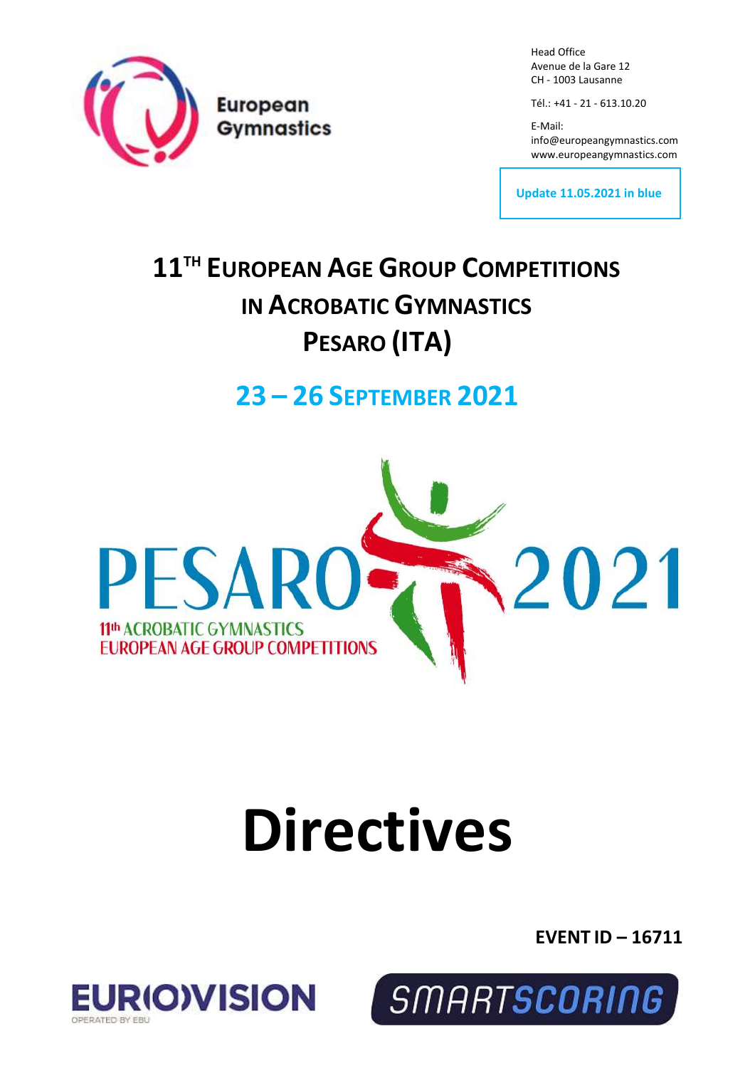European Gymnastics

Head Office
Avenue de la Gare 12
CH - 1003 Lausanne

Tél.: +41 - 21 - 613.10.20

E-Mail:
info@europeangymnastics.com
www.europeangymnastics.com

**Update 11.05.2021 in blue**

# 11TH EUROPEAN AGE GROUP COMPETITIONS IN ACROBATIC GYMNASTICS PESARO (ITA)

## 23 – 26 SEPTEMBER 2021

PESARO 2021
11th ACROBATIC GYMNASTICS
EUROPEAN AGE GROUP COMPETITIONS

# Directives

**EVENT ID – 16711**

EUROVISION
OPERATED BY EBU

SMARTSCORING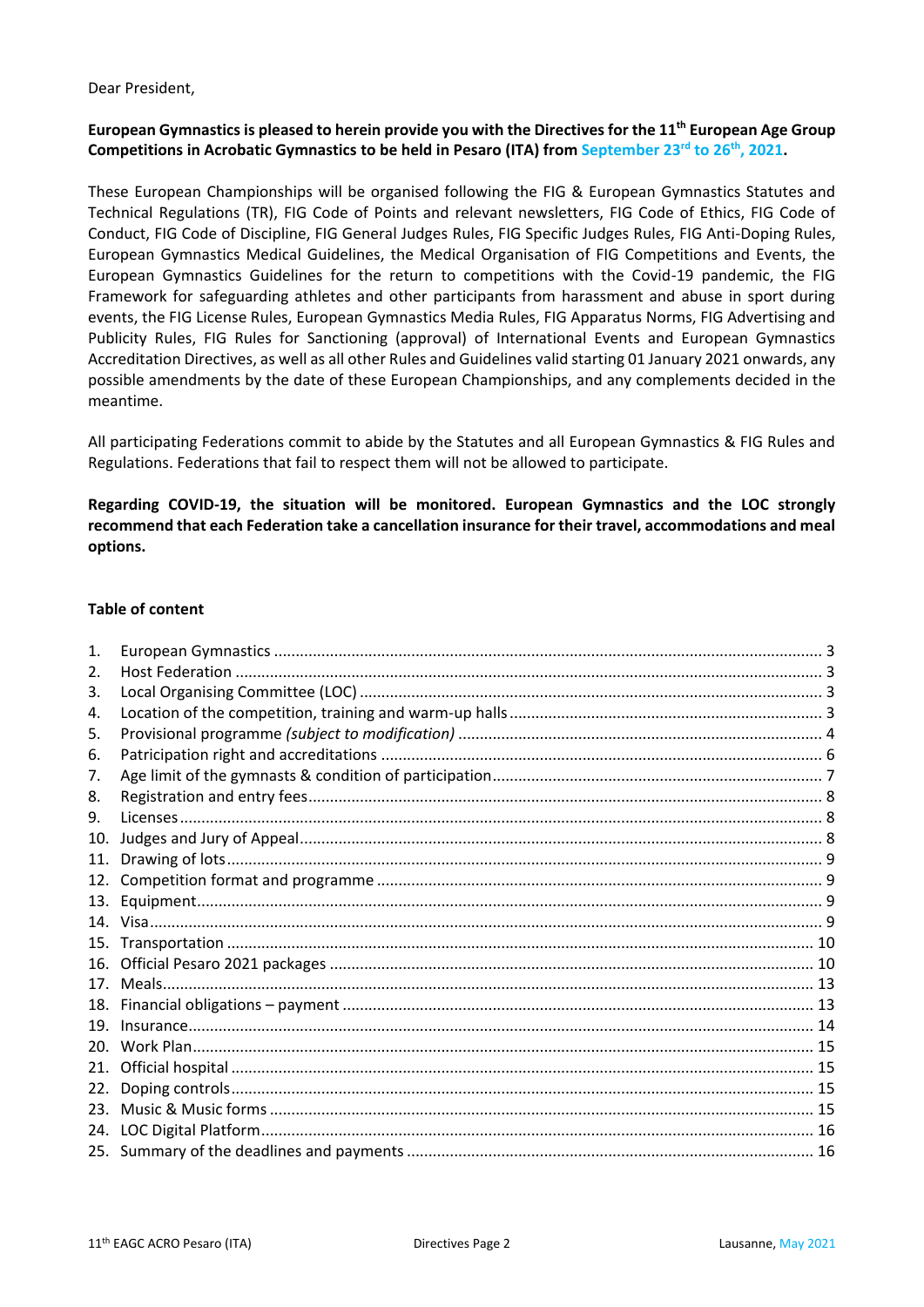Dear President,

**European Gymnastics is pleased to herein provide you with the Directives for the 11th European Age Group Competitions in Acrobatic Gymnastics to be held in Pesaro (ITA) from September 23rd to 26th, 2021.**

These European Championships will be organised following the FIG & European Gymnastics Statutes and Technical Regulations (TR), FIG Code of Points and relevant newsletters, FIG Code of Ethics, FIG Code of Conduct, FIG Code of Discipline, FIG General Judges Rules, FIG Specific Judges Rules, FIG Anti-Doping Rules, European Gymnastics Medical Guidelines, the Medical Organisation of FIG Competitions and Events, the European Gymnastics Guidelines for the return to competitions with the Covid-19 pandemic, the FIG Framework for safeguarding athletes and other participants from harassment and abuse in sport during events, the FIG License Rules, European Gymnastics Media Rules, FIG Apparatus Norms, FIG Advertising and Publicity Rules, FIG Rules for Sanctioning (approval) of International Events and European Gymnastics Accreditation Directives, as well as all other Rules and Guidelines valid starting 01 January 2021 onwards, any possible amendments by the date of these European Championships, and any complements decided in the meantime.

All participating Federations commit to abide by the Statutes and all European Gymnastics & FIG Rules and Regulations. Federations that fail to respect them will not be allowed to participate.

**Regarding COVID-19, the situation will be monitored. European Gymnastics and the LOC strongly recommend that each Federation take a cancellation insurance for their travel, accommodations and meal options.**

**Table of content**

1. European Gymnastics ..... 3
2. Host Federation ..... 3
3. Local Organising Committee (LOC) ..... 3
4. Location of the competition, training and warm-up halls ..... 3
5. Provisional programme *(subject to modification)* ..... 4
6. Patricipation right and accreditations ..... 6
7. Age limit of the gymnasts & condition of participation ..... 7
8. Registration and entry fees ..... 8
9. Licenses ..... 8
10. Judges and Jury of Appeal ..... 8
11. Drawing of lots ..... 9
12. Competition format and programme ..... 9
13. Equipment ..... 9
14. Visa ..... 9
15. Transportation ..... 10
16. Official Pesaro 2021 packages ..... 10
17. Meals ..... 13
18. Financial obligations – payment ..... 13
19. Insurance ..... 14
20. Work Plan ..... 15
21. Official hospital ..... 15
22. Doping controls ..... 15
23. Music & Music forms ..... 15
24. LOC Digital Platform ..... 16
25. Summary of the deadlines and payments ..... 16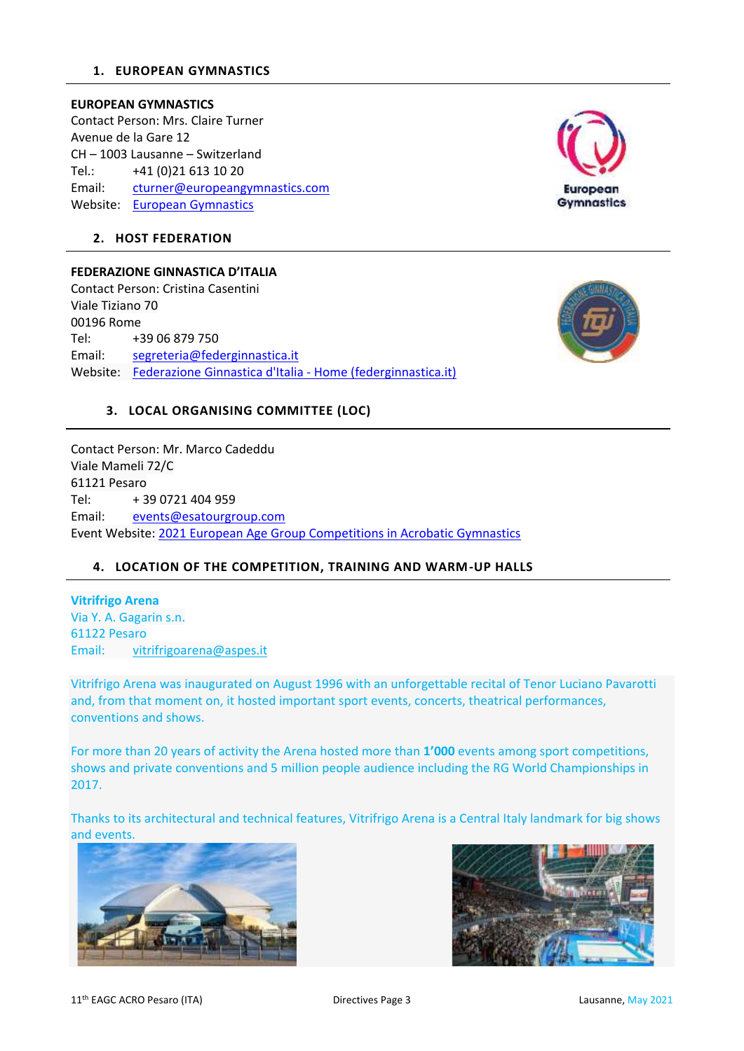## 1. EUROPEAN GYMNASTICS

**EUROPEAN GYMNASTICS**
Contact Person: Mrs. Claire Turner
Avenue de la Gare 12
CH – 1003 Lausanne – Switzerland
Tel.: +41 (0)21 613 10 20
Email: cturner@europeangymnastics.com
Website: European Gymnastics

## 2. HOST FEDERATION

**FEDERAZIONE GINNASTICA D'ITALIA**
Contact Person: Cristina Casentini
Viale Tiziano 70
00196 Rome
Tel: +39 06 879 750
Email: segreteria@federginnastica.it
Website: Federazione Ginnastica d'Italia - Home (federginnastica.it)

## 3. LOCAL ORGANISING COMMITTEE (LOC)

Contact Person: Mr. Marco Cadeddu
Viale Mameli 72/C
61121 Pesaro
Tel: + 39 0721 404 959
Email: events@esatourgroup.com
Event Website: 2021 European Age Group Competitions in Acrobatic Gymnastics

## 4. LOCATION OF THE COMPETITION, TRAINING AND WARM-UP HALLS

**Vitrifrigo Arena**
Via Y. A. Gagarin s.n.
61122 Pesaro
Email: vitrifrigoarena@aspes.it

Vitrifrigo Arena was inaugurated on August 1996 with an unforgettable recital of Tenor Luciano Pavarotti and, from that moment on, it hosted important sport events, concerts, theatrical performances, conventions and shows.

For more than 20 years of activity the Arena hosted more than **1'000** events among sport competitions, shows and private conventions and 5 million people audience including the RG World Championships in 2017.

Thanks to its architectural and technical features, Vitrifrigo Arena is a Central Italy landmark for big shows and events.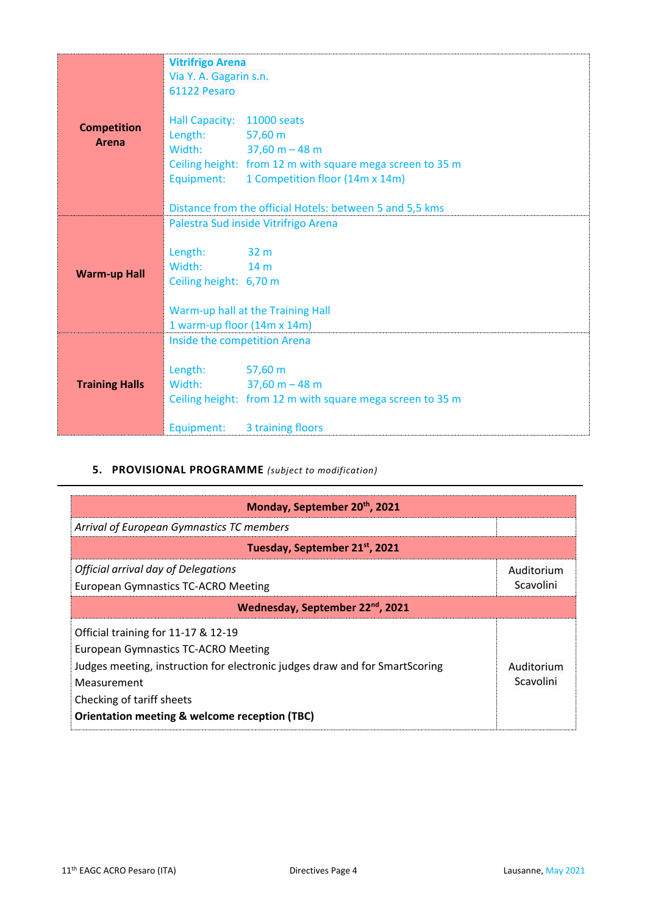| | |
|---|---|
| **Competition Arena** | **Vitrifrigo Arena**<br>Via Y. A. Gagarin s.n.<br>61122 Pesaro<br><br>Hall Capacity: 11000 seats<br>Length: 57,60 m<br>Width: 37,60 m – 48 m<br>Ceiling height: from 12 m with square mega screen to 35 m<br>Equipment: 1 Competition floor (14m x 14m)<br><br>Distance from the official Hotels: between 5 and 5,5 kms |
| **Warm-up Hall** | Palestra Sud inside Vitrifrigo Arena<br><br>Length: 32 m<br>Width: 14 m<br>Ceiling height: 6,70 m<br><br>Warm-up hall at the Training Hall<br>1 warm-up floor (14m x 14m) |
| **Training Halls** | Inside the competition Arena<br><br>Length: 57,60 m<br>Width: 37,60 m – 48 m<br>Ceiling height: from 12 m with square mega screen to 35 m<br><br>Equipment: 3 training floors |

## 5. PROVISIONAL PROGRAMME *(subject to modification)*

| **Monday, September 20th, 2021** | |
|---|---|
| *Arrival of European Gymnastics TC members* | |
| **Tuesday, September 21st, 2021** | |
| *Official arrival day of Delegations*<br>European Gymnastics TC-ACRO Meeting | Auditorium Scavolini |
| **Wednesday, September 22nd, 2021** | |
| Official training for 11-17 & 12-19<br>European Gymnastics TC-ACRO Meeting<br>Judges meeting, instruction for electronic judges draw and for SmartScoring<br>Measurement<br>Checking of tariff sheets<br>**Orientation meeting & welcome reception (TBC)** | Auditorium Scavolini |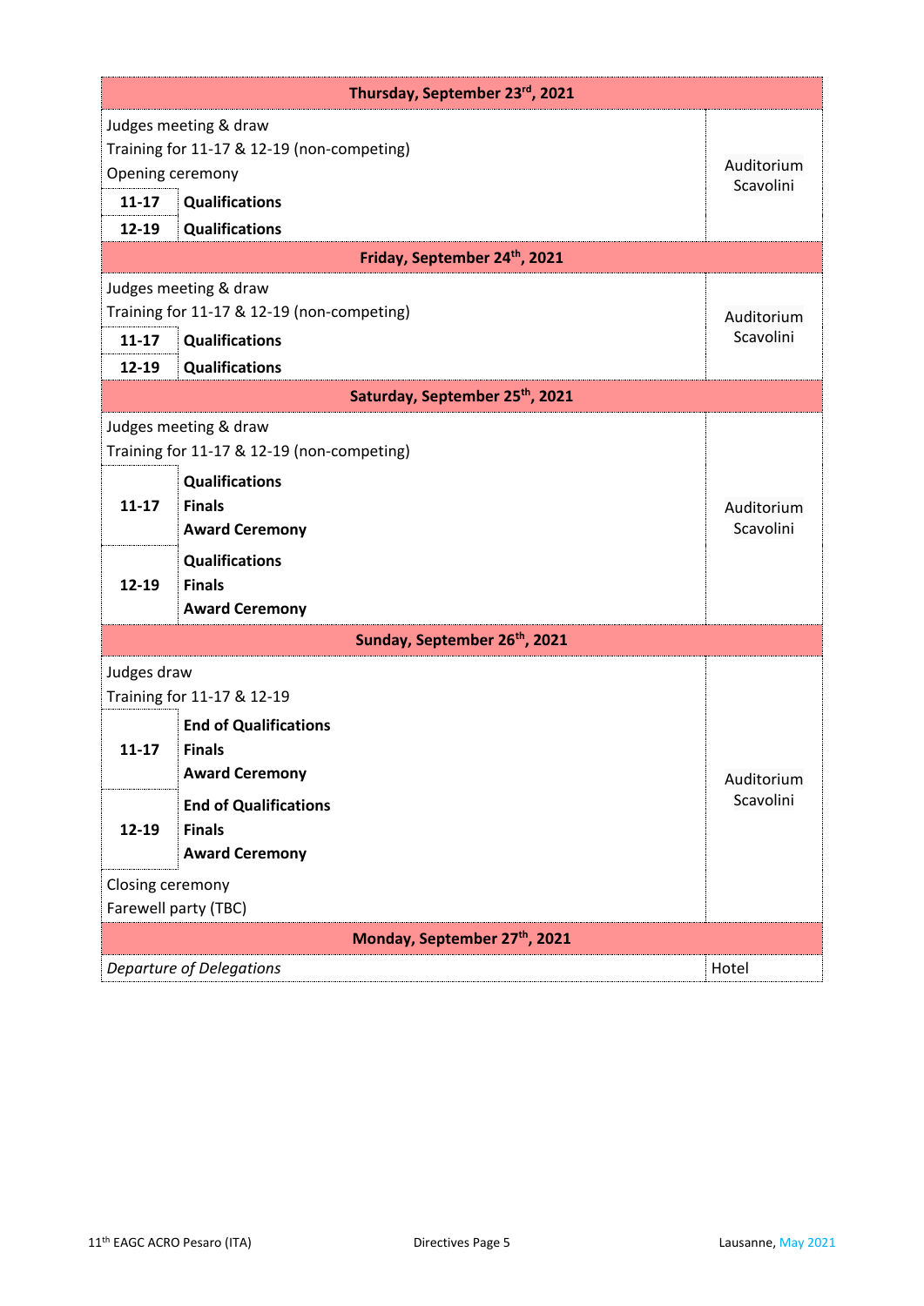| Thursday, September 23rd, 2021 | | |
|---|---|---|
| Judges meeting & draw<br>Training for 11-17 & 12-19 (non-competing)<br>Opening ceremony | | Auditorium Scavolini |
| **11-17** | **Qualifications** | |
| **12-19** | **Qualifications** | |
| **Friday, September 24th, 2021** | | |
| Judges meeting & draw<br>Training for 11-17 & 12-19 (non-competing) | | Auditorium Scavolini |
| **11-17** | **Qualifications** | |
| **12-19** | **Qualifications** | |
| **Saturday, September 25th, 2021** | | |
| Judges meeting & draw<br>Training for 11-17 & 12-19 (non-competing) | | Auditorium Scavolini |
| **11-17** | **Qualifications**<br>**Finals**<br>**Award Ceremony** | |
| **12-19** | **Qualifications**<br>**Finals**<br>**Award Ceremony** | |
| **Sunday, September 26th, 2021** | | |
| Judges draw<br>Training for 11-17 & 12-19 | | Auditorium Scavolini |
| **11-17** | **End of Qualifications**<br>**Finals**<br>**Award Ceremony** | |
| **12-19** | **End of Qualifications**<br>**Finals**<br>**Award Ceremony** | |
| Closing ceremony<br>Farewell party (TBC) | | |
| **Monday, September 27th, 2021** | | |
| *Departure of Delegations* | | Hotel |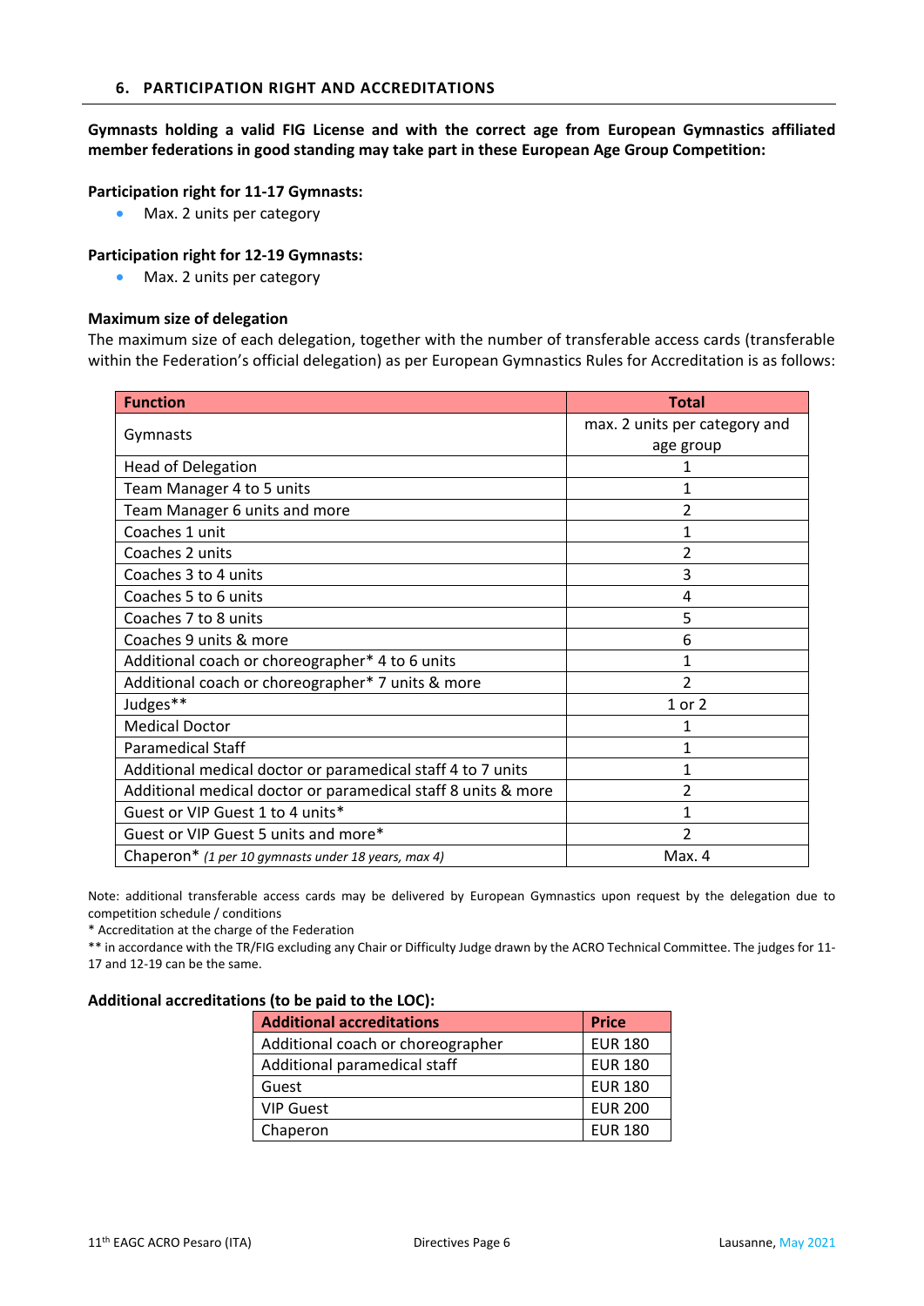## 6. PARTICIPATION RIGHT AND ACCREDITATIONS

**Gymnasts holding a valid FIG License and with the correct age from European Gymnastics affiliated member federations in good standing may take part in these European Age Group Competition:**

**Participation right for 11-17 Gymnasts:**

- Max. 2 units per category

**Participation right for 12-19 Gymnasts:**

- Max. 2 units per category

**Maximum size of delegation**

The maximum size of each delegation, together with the number of transferable access cards (transferable within the Federation's official delegation) as per European Gymnastics Rules for Accreditation is as follows:

| Function | Total |
|---|---|
| Gymnasts | max. 2 units per category and age group |
| Head of Delegation | 1 |
| Team Manager 4 to 5 units | 1 |
| Team Manager 6 units and more | 2 |
| Coaches 1 unit | 1 |
| Coaches 2 units | 2 |
| Coaches 3 to 4 units | 3 |
| Coaches 5 to 6 units | 4 |
| Coaches 7 to 8 units | 5 |
| Coaches 9 units & more | 6 |
| Additional coach or choreographer* 4 to 6 units | 1 |
| Additional coach or choreographer* 7 units & more | 2 |
| Judges** | 1 or 2 |
| Medical Doctor | 1 |
| Paramedical Staff | 1 |
| Additional medical doctor or paramedical staff 4 to 7 units | 1 |
| Additional medical doctor or paramedical staff 8 units & more | 2 |
| Guest or VIP Guest 1 to 4 units* | 1 |
| Guest or VIP Guest 5 units and more* | 2 |
| Chaperon* *(1 per 10 gymnasts under 18 years, max 4)* | Max. 4 |

Note: additional transferable access cards may be delivered by European Gymnastics upon request by the delegation due to competition schedule / conditions

* Accreditation at the charge of the Federation

** in accordance with the TR/FIG excluding any Chair or Difficulty Judge drawn by the ACRO Technical Committee. The judges for 11-17 and 12-19 can be the same.

**Additional accreditations (to be paid to the LOC):**

| Additional accreditations | Price |
|---|---|
| Additional coach or choreographer | EUR 180 |
| Additional paramedical staff | EUR 180 |
| Guest | EUR 180 |
| VIP Guest | EUR 200 |
| Chaperon | EUR 180 |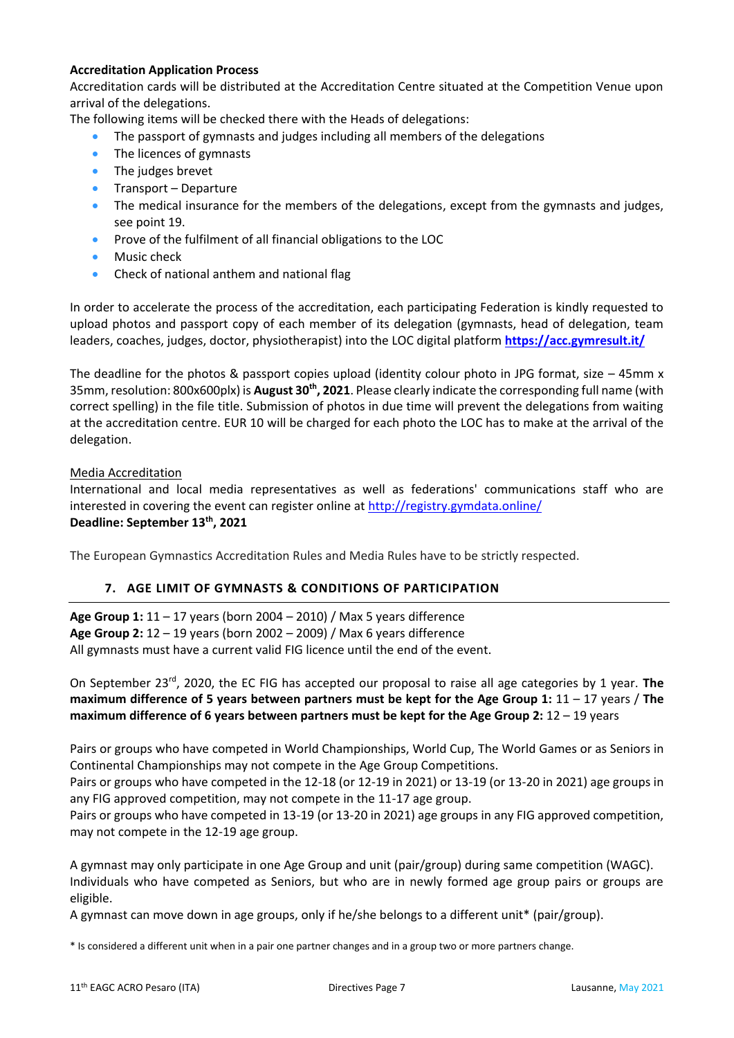**Accreditation Application Process**

Accreditation cards will be distributed at the Accreditation Centre situated at the Competition Venue upon arrival of the delegations.

The following items will be checked there with the Heads of delegations:

- The passport of gymnasts and judges including all members of the delegations
- The licences of gymnasts
- The judges brevet
- Transport – Departure
- The medical insurance for the members of the delegations, except from the gymnasts and judges, see point 19.
- Prove of the fulfilment of all financial obligations to the LOC
- Music check
- Check of national anthem and national flag

In order to accelerate the process of the accreditation, each participating Federation is kindly requested to upload photos and passport copy of each member of its delegation (gymnasts, head of delegation, team leaders, coaches, judges, doctor, physiotherapist) into the LOC digital platform **https://acc.gymresult.it/**

The deadline for the photos & passport copies upload (identity colour photo in JPG format, size – 45mm x 35mm, resolution: 800x600plx) is **August 30th, 2021**. Please clearly indicate the corresponding full name (with correct spelling) in the file title. Submission of photos in due time will prevent the delegations from waiting at the accreditation centre. EUR 10 will be charged for each photo the LOC has to make at the arrival of the delegation.

<u>Media Accreditation</u>

International and local media representatives as well as federations' communications staff who are interested in covering the event can register online at http://registry.gymdata.online/

**Deadline: September 13th, 2021**

The European Gymnastics Accreditation Rules and Media Rules have to be strictly respected.

## 7. AGE LIMIT OF GYMNASTS & CONDITIONS OF PARTICIPATION

**Age Group 1:** 11 – 17 years (born 2004 – 2010) / Max 5 years difference
**Age Group 2:** 12 – 19 years (born 2002 – 2009) / Max 6 years difference
All gymnasts must have a current valid FIG licence until the end of the event.

On September 23rd, 2020, the EC FIG has accepted our proposal to raise all age categories by 1 year. **The maximum difference of 5 years between partners must be kept for the Age Group 1:** 11 – 17 years / **The maximum difference of 6 years between partners must be kept for the Age Group 2:** 12 – 19 years

Pairs or groups who have competed in World Championships, World Cup, The World Games or as Seniors in Continental Championships may not compete in the Age Group Competitions.

Pairs or groups who have competed in the 12-18 (or 12-19 in 2021) or 13-19 (or 13-20 in 2021) age groups in any FIG approved competition, may not compete in the 11-17 age group.

Pairs or groups who have competed in 13-19 (or 13-20 in 2021) age groups in any FIG approved competition, may not compete in the 12-19 age group.

A gymnast may only participate in one Age Group and unit (pair/group) during same competition (WAGC).

Individuals who have competed as Seniors, but who are in newly formed age group pairs or groups are eligible.

A gymnast can move down in age groups, only if he/she belongs to a different unit* (pair/group).

\* Is considered a different unit when in a pair one partner changes and in a group two or more partners change.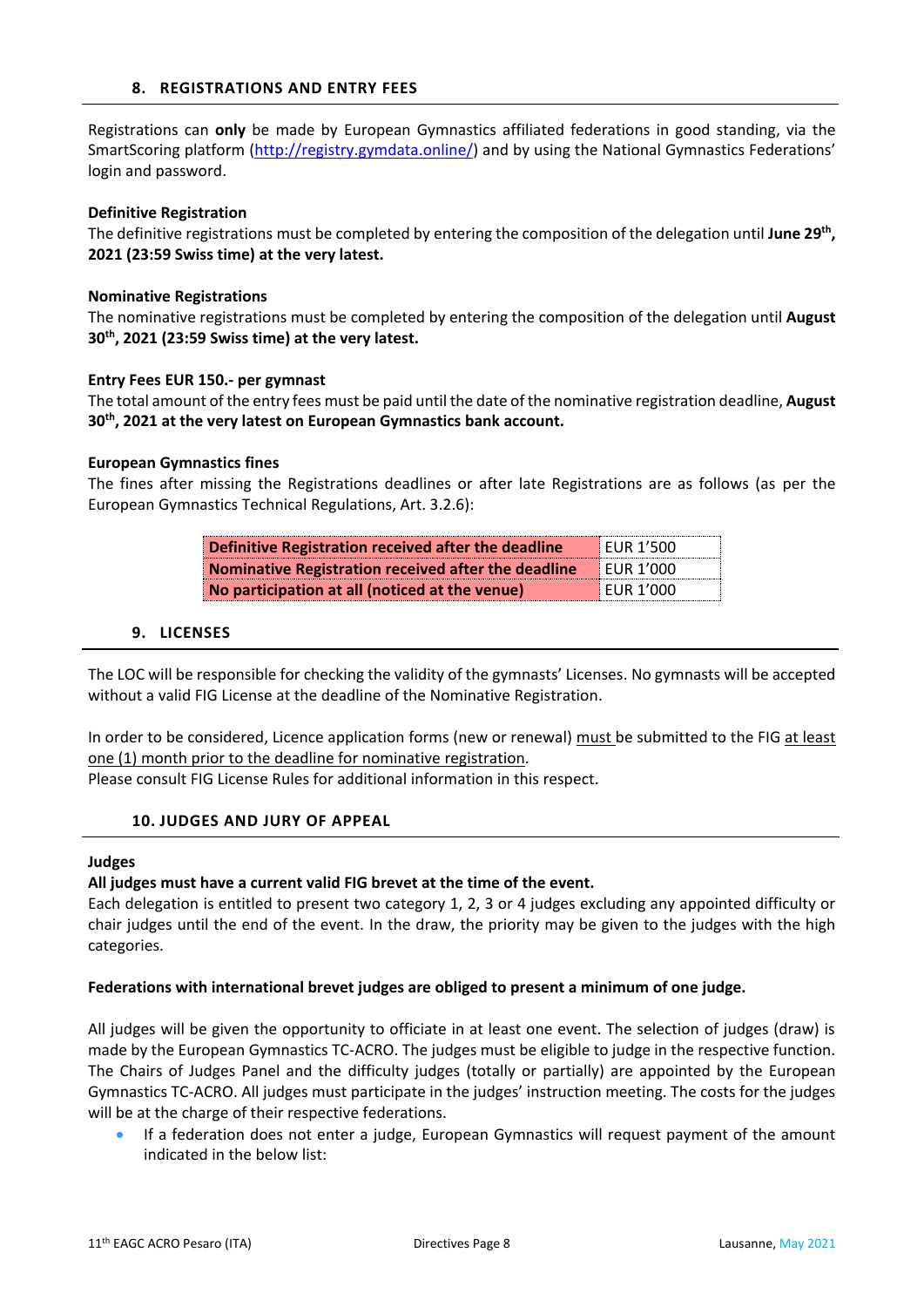## 8. REGISTRATIONS AND ENTRY FEES

Registrations can **only** be made by European Gymnastics affiliated federations in good standing, via the SmartScoring platform (http://registry.gymdata.online/) and by using the National Gymnastics Federations' login and password.

**Definitive Registration**

The definitive registrations must be completed by entering the composition of the delegation until **June 29th, 2021 (23:59 Swiss time) at the very latest.**

**Nominative Registrations**

The nominative registrations must be completed by entering the composition of the delegation until **August 30th, 2021 (23:59 Swiss time) at the very latest.**

**Entry Fees EUR 150.- per gymnast**

The total amount of the entry fees must be paid until the date of the nominative registration deadline, **August 30th, 2021 at the very latest on European Gymnastics bank account.**

**European Gymnastics fines**

The fines after missing the Registrations deadlines or after late Registrations are as follows (as per the European Gymnastics Technical Regulations, Art. 3.2.6):

| | |
|---|---|
| **Definitive Registration received after the deadline** | EUR 1'500 |
| **Nominative Registration received after the deadline** | EUR 1'000 |
| **No participation at all (noticed at the venue)** | EUR 1'000 |

## 9. LICENSES

The LOC will be responsible for checking the validity of the gymnasts' Licenses. No gymnasts will be accepted without a valid FIG License at the deadline of the Nominative Registration.

In order to be considered, Licence application forms (new or renewal) must be submitted to the FIG at least one (1) month prior to the deadline for nominative registration.
Please consult FIG License Rules for additional information in this respect.

## 10. JUDGES AND JURY OF APPEAL

**Judges**

**All judges must have a current valid FIG brevet at the time of the event.**
Each delegation is entitled to present two category 1, 2, 3 or 4 judges excluding any appointed difficulty or chair judges until the end of the event. In the draw, the priority may be given to the judges with the high categories.

**Federations with international brevet judges are obliged to present a minimum of one judge.**

All judges will be given the opportunity to officiate in at least one event. The selection of judges (draw) is made by the European Gymnastics TC-ACRO. The judges must be eligible to judge in the respective function. The Chairs of Judges Panel and the difficulty judges (totally or partially) are appointed by the European Gymnastics TC-ACRO. All judges must participate in the judges' instruction meeting. The costs for the judges will be at the charge of their respective federations.

- If a federation does not enter a judge, European Gymnastics will request payment of the amount indicated in the below list: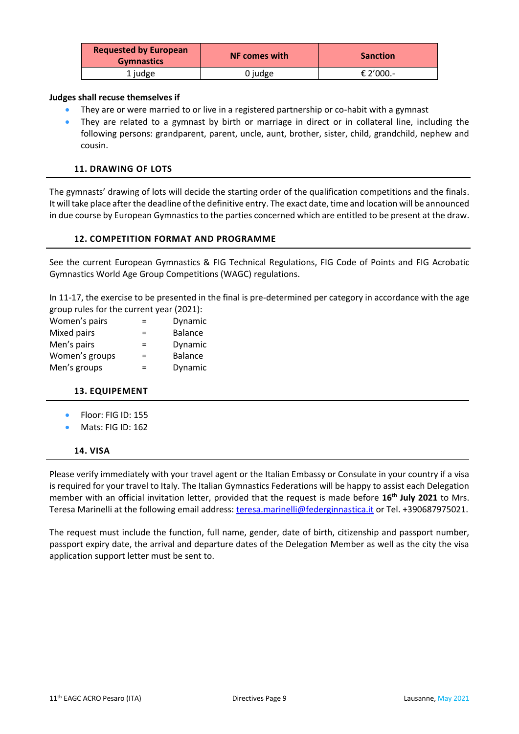| Requested by European Gymnastics | NF comes with | Sanction |
|---|---|---|
| 1 judge | 0 judge | € 2'000.- |

**Judges shall recuse themselves if**

- They are or were married to or live in a registered partnership or co-habit with a gymnast
- They are related to a gymnast by birth or marriage in direct or in collateral line, including the following persons: grandparent, parent, uncle, aunt, brother, sister, child, grandchild, nephew and cousin.

## 11. DRAWING OF LOTS

The gymnasts' drawing of lots will decide the starting order of the qualification competitions and the finals. It will take place after the deadline of the definitive entry. The exact date, time and location will be announced in due course by European Gymnastics to the parties concerned which are entitled to be present at the draw.

## 12. COMPETITION FORMAT AND PROGRAMME

See the current European Gymnastics & FIG Technical Regulations, FIG Code of Points and FIG Acrobatic Gymnastics World Age Group Competitions (WAGC) regulations.

In 11-17, the exercise to be presented in the final is pre-determined per category in accordance with the age group rules for the current year (2021):

| | | |
|---|---|---|
| Women's pairs | = | Dynamic |
| Mixed pairs | = | Balance |
| Men's pairs | = | Dynamic |
| Women's groups | = | Balance |
| Men's groups | = | Dynamic |

## 13. EQUIPEMENT

- Floor: FIG ID: 155
- Mats: FIG ID: 162

## 14. VISA

Please verify immediately with your travel agent or the Italian Embassy or Consulate in your country if a visa is required for your travel to Italy. The Italian Gymnastics Federations will be happy to assist each Delegation member with an official invitation letter, provided that the request is made before **16th July 2021** to Mrs. Teresa Marinelli at the following email address: teresa.marinelli@federginnastica.it or Tel. +390687975021.

The request must include the function, full name, gender, date of birth, citizenship and passport number, passport expiry date, the arrival and departure dates of the Delegation Member as well as the city the visa application support letter must be sent to.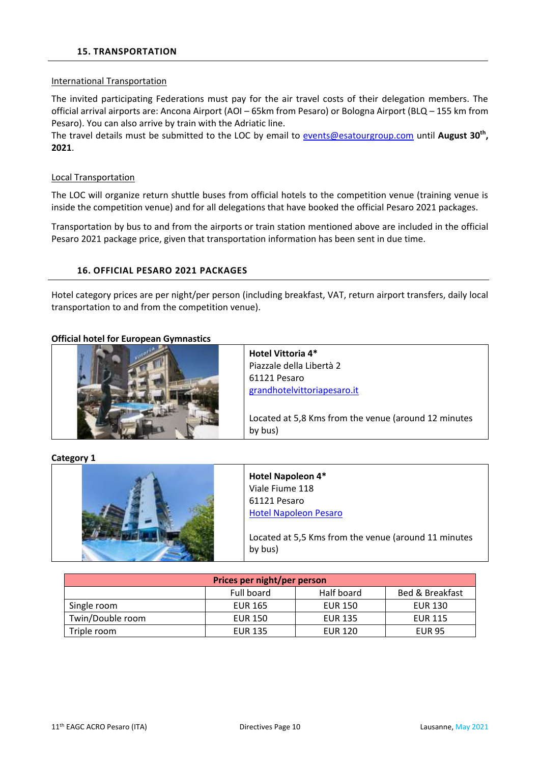## 15. TRANSPORTATION

International Transportation

The invited participating Federations must pay for the air travel costs of their delegation members. The official arrival airports are: Ancona Airport (AOI – 65km from Pesaro) or Bologna Airport (BLQ – 155 km from Pesaro). You can also arrive by train with the Adriatic line.
The travel details must be submitted to the LOC by email to events@esatourgroup.com until **August 30th, 2021**.

Local Transportation

The LOC will organize return shuttle buses from official hotels to the competition venue (training venue is inside the competition venue) and for all delegations that have booked the official Pesaro 2021 packages.

Transportation by bus to and from the airports or train station mentioned above are included in the official Pesaro 2021 package price, given that transportation information has been sent in due time.

## 16. OFFICIAL PESARO 2021 PACKAGES

Hotel category prices are per night/per person (including breakfast, VAT, return airport transfers, daily local transportation to and from the competition venue).

**Official hotel for European Gymnastics**

**Hotel Vittoria 4***
Piazzale della Libertà 2
61121 Pesaro
grandhotelvittoriapesaro.it

Located at 5,8 Kms from the venue (around 12 minutes by bus)

**Category 1**

**Hotel Napoleon 4***
Viale Fiume 118
61121 Pesaro
Hotel Napoleon Pesaro

Located at 5,5 Kms from the venue (around 11 minutes by bus)

| Prices per night/per person | | | |
|---|---|---|---|
| | Full board | Half board | Bed & Breakfast |
| Single room | EUR 165 | EUR 150 | EUR 130 |
| Twin/Double room | EUR 150 | EUR 135 | EUR 115 |
| Triple room | EUR 135 | EUR 120 | EUR 95 |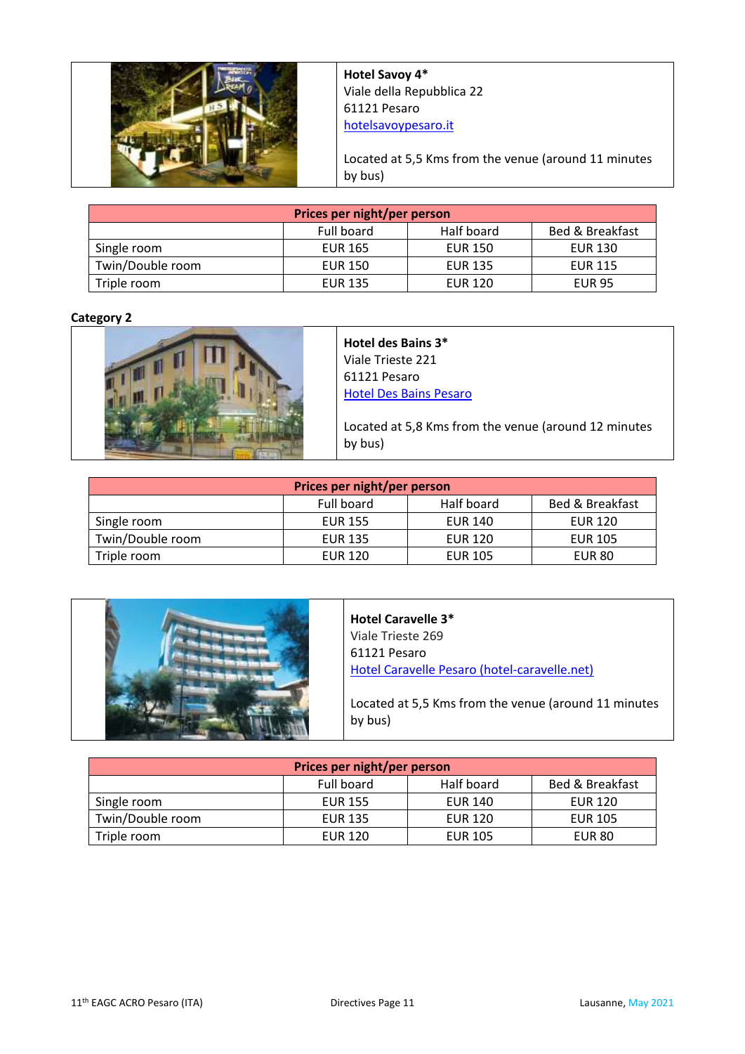**Hotel Savoy 4***
Viale della Repubblica 22
61121 Pesaro
[hotelsavoypesaro.it](hotelsavoypesaro.it)

Located at 5,5 Kms from the venue (around 11 minutes by bus)

| Prices per night/per person | | | |
|---|---|---|---|
| | Full board | Half board | Bed & Breakfast |
| Single room | EUR 165 | EUR 150 | EUR 130 |
| Twin/Double room | EUR 150 | EUR 135 | EUR 115 |
| Triple room | EUR 135 | EUR 120 | EUR 95 |

**Category 2**

**Hotel des Bains 3***
Viale Trieste 221
61121 Pesaro
Hotel Des Bains Pesaro

Located at 5,8 Kms from the venue (around 12 minutes by bus)

| Prices per night/per person | | | |
|---|---|---|---|
| | Full board | Half board | Bed & Breakfast |
| Single room | EUR 155 | EUR 140 | EUR 120 |
| Twin/Double room | EUR 135 | EUR 120 | EUR 105 |
| Triple room | EUR 120 | EUR 105 | EUR 80 |

**Hotel Caravelle 3***
Viale Trieste 269
61121 Pesaro
Hotel Caravelle Pesaro (hotel-caravelle.net)

Located at 5,5 Kms from the venue (around 11 minutes by bus)

| Prices per night/per person | | | |
|---|---|---|---|
| | Full board | Half board | Bed & Breakfast |
| Single room | EUR 155 | EUR 140 | EUR 120 |
| Twin/Double room | EUR 135 | EUR 120 | EUR 105 |
| Triple room | EUR 120 | EUR 105 | EUR 80 |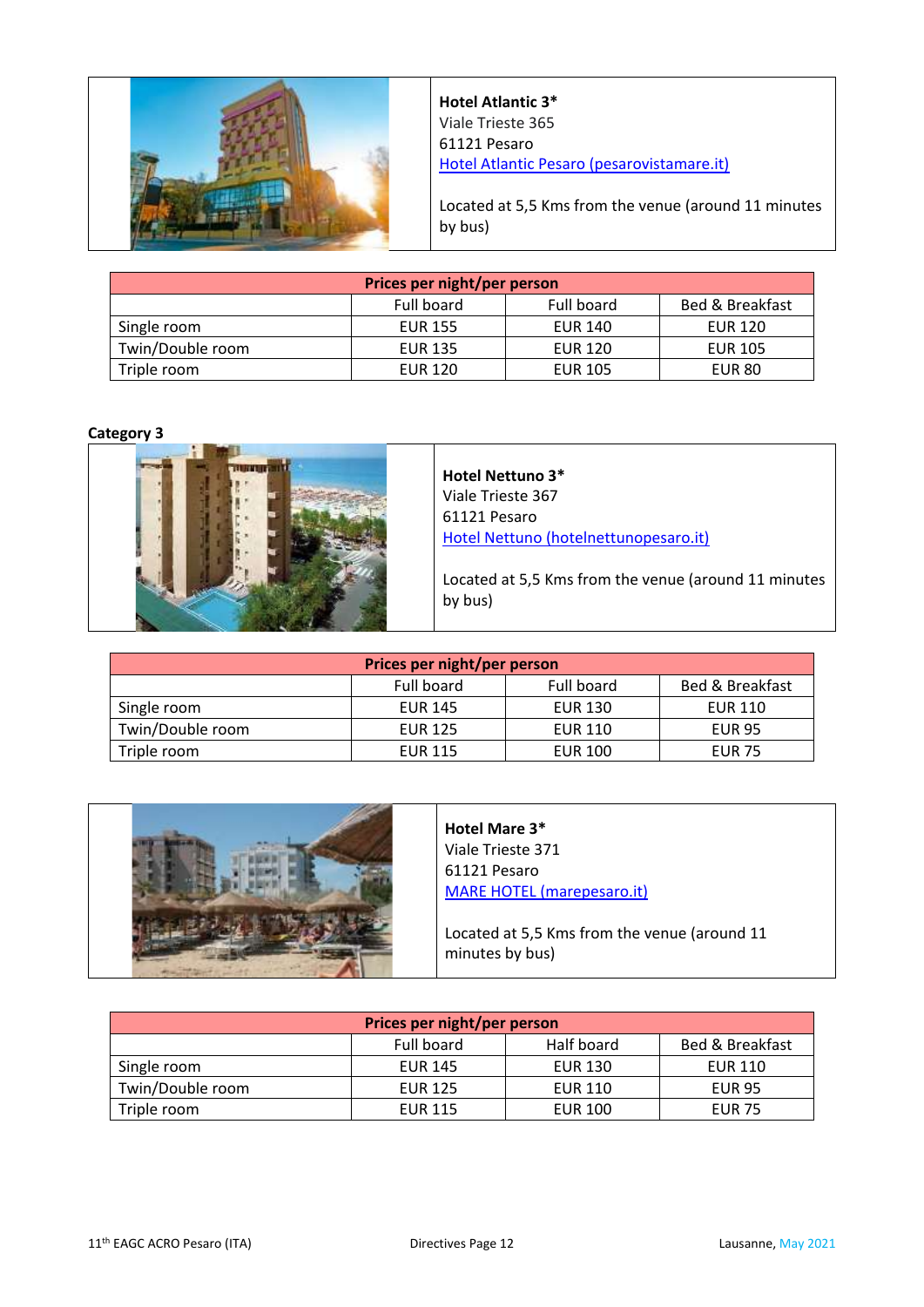**Hotel Atlantic 3***
Viale Trieste 365
61121 Pesaro
[Hotel Atlantic Pesaro (pesarovistamare.it)](Hotel Atlantic Pesaro (pesarovistamare.it))

Located at 5,5 Kms from the venue (around 11 minutes by bus)

| Prices per night/per person | | | |
|---|---|---|---|
| | Full board | Full board | Bed & Breakfast |
| Single room | EUR 155 | EUR 140 | EUR 120 |
| Twin/Double room | EUR 135 | EUR 120 | EUR 105 |
| Triple room | EUR 120 | EUR 105 | EUR 80 |

**Category 3**

**Hotel Nettuno 3***
Viale Trieste 367
61121 Pesaro
Hotel Nettuno (hotelnettunopesaro.it)

Located at 5,5 Kms from the venue (around 11 minutes by bus)

| Prices per night/per person | | | |
|---|---|---|---|
| | Full board | Full board | Bed & Breakfast |
| Single room | EUR 145 | EUR 130 | EUR 110 |
| Twin/Double room | EUR 125 | EUR 110 | EUR 95 |
| Triple room | EUR 115 | EUR 100 | EUR 75 |

**Hotel Mare 3***
Viale Trieste 371
61121 Pesaro
MARE HOTEL (marepesaro.it)

Located at 5,5 Kms from the venue (around 11 minutes by bus)

| Prices per night/per person | | | |
|---|---|---|---|
| | Full board | Half board | Bed & Breakfast |
| Single room | EUR 145 | EUR 130 | EUR 110 |
| Twin/Double room | EUR 125 | EUR 110 | EUR 95 |
| Triple room | EUR 115 | EUR 100 | EUR 75 |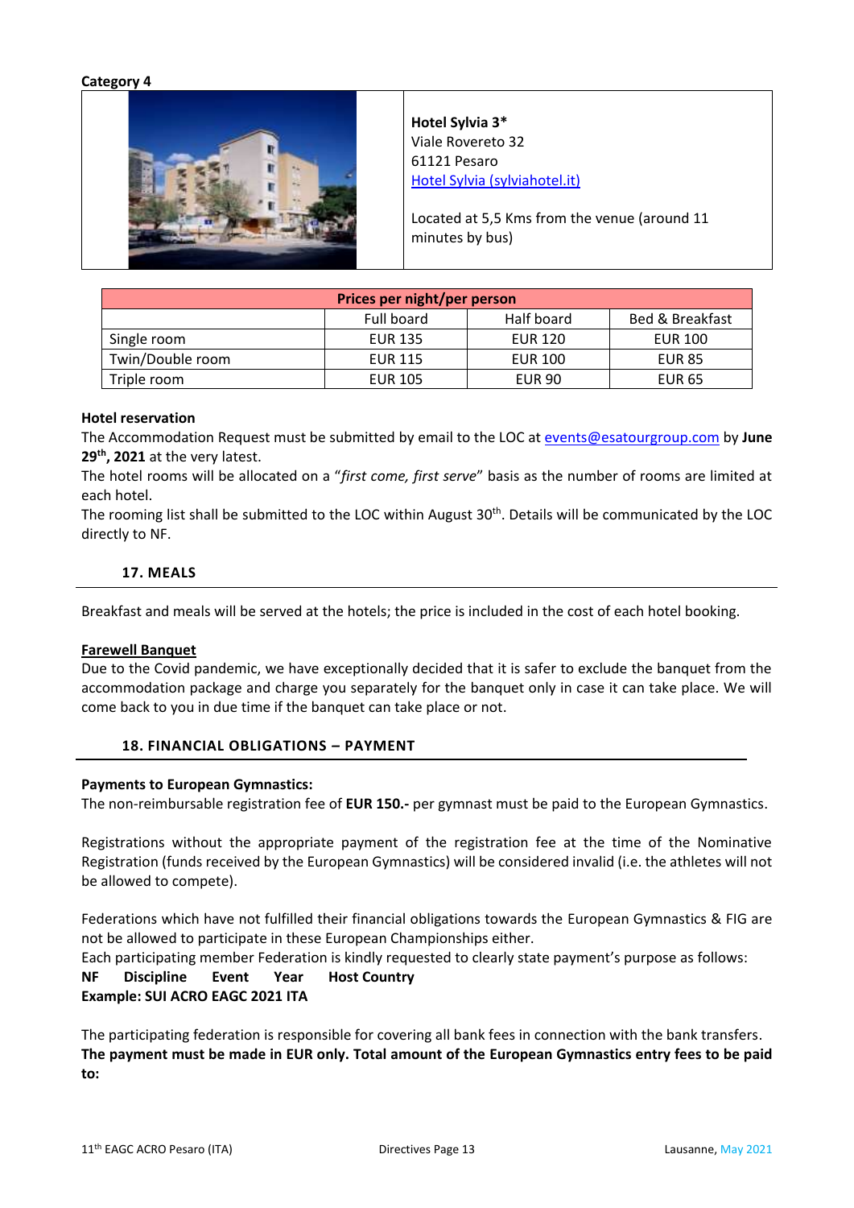**Category 4**

| | **Hotel Sylvia 3*** |
|---|---|
| | Viale Rovereto 32 |
| | 61121 Pesaro |
| | [Hotel Sylvia (sylviahotel.it)](Hotel Sylvia (sylviahotel.it)) |
| | Located at 5,5 Kms from the venue (around 11 minutes by bus) |

| **Prices per night/per person** | | | |
|---|---|---|---|
| | Full board | Half board | Bed & Breakfast |
| Single room | EUR 135 | EUR 120 | EUR 100 |
| Twin/Double room | EUR 115 | EUR 100 | EUR 85 |
| Triple room | EUR 105 | EUR 90 | EUR 65 |

**Hotel reservation**

The Accommodation Request must be submitted by email to the LOC at events@esatourgroup.com by **June 29th, 2021** at the very latest.

The hotel rooms will be allocated on a "*first come, first serve*" basis as the number of rooms are limited at each hotel.

The rooming list shall be submitted to the LOC within August 30th. Details will be communicated by the LOC directly to NF.

## 17. MEALS

Breakfast and meals will be served at the hotels; the price is included in the cost of each hotel booking.

**Farewell Banquet**

Due to the Covid pandemic, we have exceptionally decided that it is safer to exclude the banquet from the accommodation package and charge you separately for the banquet only in case it can take place. We will come back to you in due time if the banquet can take place or not.

## 18. FINANCIAL OBLIGATIONS – PAYMENT

**Payments to European Gymnastics:**

The non-reimbursable registration fee of **EUR 150.-** per gymnast must be paid to the European Gymnastics.

Registrations without the appropriate payment of the registration fee at the time of the Nominative Registration (funds received by the European Gymnastics) will be considered invalid (i.e. the athletes will not be allowed to compete).

Federations which have not fulfilled their financial obligations towards the European Gymnastics & FIG are not be allowed to participate in these European Championships either.

Each participating member Federation is kindly requested to clearly state payment's purpose as follows:

**NF Discipline Event Year Host Country**

**Example: SUI ACRO EAGC 2021 ITA**

The participating federation is responsible for covering all bank fees in connection with the bank transfers.

**The payment must be made in EUR only. Total amount of the European Gymnastics entry fees to be paid to:**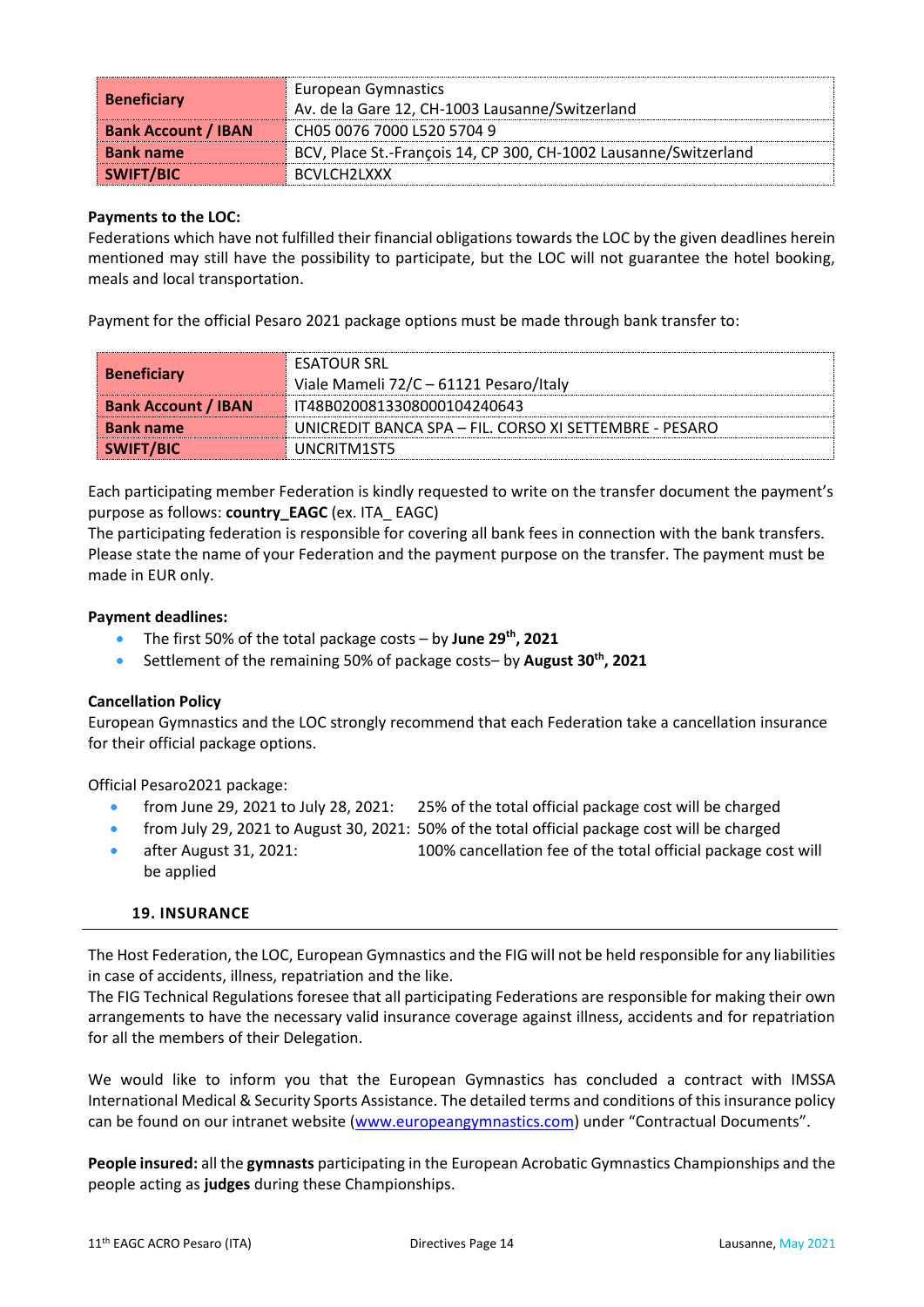| Beneficiary | European Gymnastics<br>Av. de la Gare 12, CH-1003 Lausanne/Switzerland |
|---|---|
| Bank Account / IBAN | CH05 0076 7000 L520 5704 9 |
| Bank name | BCV, Place St.-François 14, CP 300, CH-1002 Lausanne/Switzerland |
| SWIFT/BIC | BCVLCH2LXXX |

**Payments to the LOC:**
Federations which have not fulfilled their financial obligations towards the LOC by the given deadlines herein mentioned may still have the possibility to participate, but the LOC will not guarantee the hotel booking, meals and local transportation.

Payment for the official Pesaro 2021 package options must be made through bank transfer to:

| Beneficiary | ESATOUR SRL<br>Viale Mameli 72/C – 61121 Pesaro/Italy |
|---|---|
| Bank Account / IBAN | IT48B0200813308000104240643 |
| Bank name | UNICREDIT BANCA SPA – FIL. CORSO XI SETTEMBRE - PESARO |
| SWIFT/BIC | UNCRITM1ST5 |

Each participating member Federation is kindly requested to write on the transfer document the payment's purpose as follows: **country_EAGC** (ex. ITA_ EAGC)
The participating federation is responsible for covering all bank fees in connection with the bank transfers. Please state the name of your Federation and the payment purpose on the transfer. The payment must be made in EUR only.

**Payment deadlines:**

- The first 50% of the total package costs – by **June 29th, 2021**
- Settlement of the remaining 50% of package costs– by **August 30th, 2021**

**Cancellation Policy**
European Gymnastics and the LOC strongly recommend that each Federation take a cancellation insurance for their official package options.

Official Pesaro2021 package:

- from June 29, 2021 to July 28, 2021: 25% of the total official package cost will be charged
- from July 29, 2021 to August 30, 2021: 50% of the total official package cost will be charged
- after August 31, 2021: 100% cancellation fee of the total official package cost will be applied

## 19. INSURANCE

The Host Federation, the LOC, European Gymnastics and the FIG will not be held responsible for any liabilities in case of accidents, illness, repatriation and the like.
The FIG Technical Regulations foresee that all participating Federations are responsible for making their own arrangements to have the necessary valid insurance coverage against illness, accidents and for repatriation for all the members of their Delegation.

We would like to inform you that the European Gymnastics has concluded a contract with IMSSA International Medical & Security Sports Assistance. The detailed terms and conditions of this insurance policy can be found on our intranet website (www.europeangymnastics.com) under "Contractual Documents".

**People insured:** all the **gymnasts** participating in the European Acrobatic Gymnastics Championships and the people acting as **judges** during these Championships.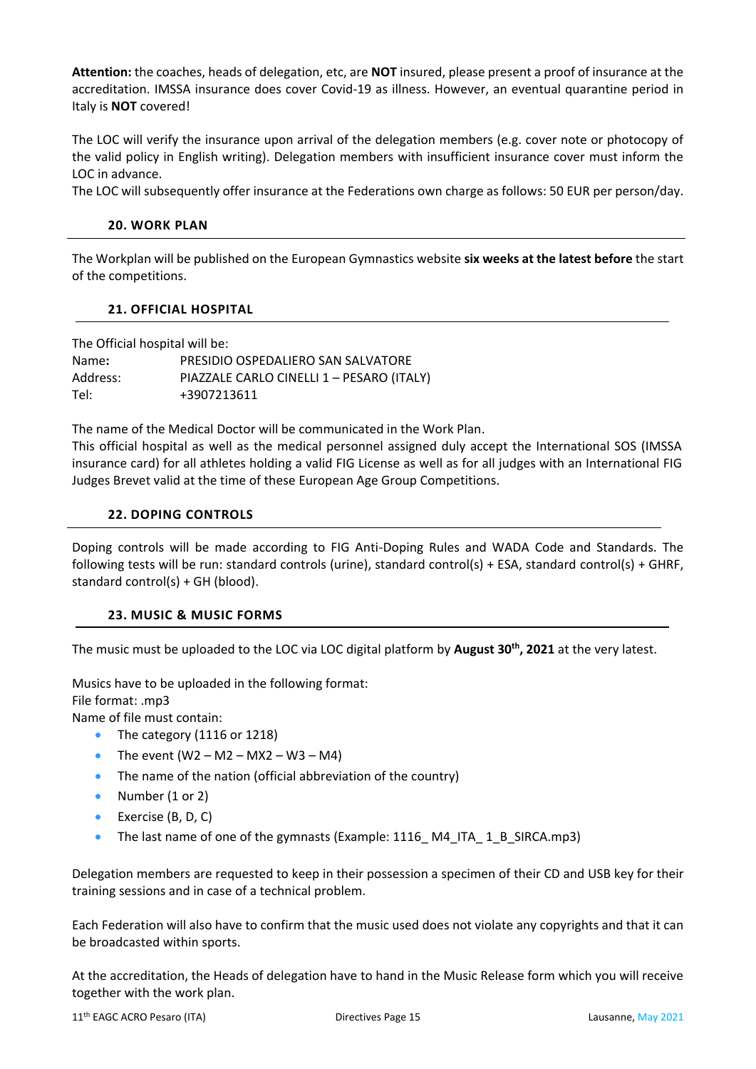**Attention:** the coaches, heads of delegation, etc, are **NOT** insured, please present a proof of insurance at the accreditation. IMSSA insurance does cover Covid-19 as illness. However, an eventual quarantine period in Italy is **NOT** covered!

The LOC will verify the insurance upon arrival of the delegation members (e.g. cover note or photocopy of the valid policy in English writing). Delegation members with insufficient insurance cover must inform the LOC in advance.
The LOC will subsequently offer insurance at the Federations own charge as follows: 50 EUR per person/day.

## 20. WORK PLAN

The Workplan will be published on the European Gymnastics website **six weeks at the latest before** the start of the competitions.

## 21. OFFICIAL HOSPITAL

The Official hospital will be:
Name**:** PRESIDIO OSPEDALIERO SAN SALVATORE
Address: PIAZZALE CARLO CINELLI 1 – PESARO (ITALY)
Tel: +3907213611

The name of the Medical Doctor will be communicated in the Work Plan.
This official hospital as well as the medical personnel assigned duly accept the International SOS (IMSSA insurance card) for all athletes holding a valid FIG License as well as for all judges with an International FIG Judges Brevet valid at the time of these European Age Group Competitions.

## 22. DOPING CONTROLS

Doping controls will be made according to FIG Anti-Doping Rules and WADA Code and Standards. The following tests will be run: standard controls (urine), standard control(s) + ESA, standard control(s) + GHRF, standard control(s) + GH (blood).

## 23. MUSIC & MUSIC FORMS

The music must be uploaded to the LOC via LOC digital platform by **August 30th, 2021** at the very latest.

Musics have to be uploaded in the following format:
File format: .mp3
Name of file must contain:

- The category (1116 or 1218)
- The event (W2 – M2 – MX2 – W3 – M4)
- The name of the nation (official abbreviation of the country)
- Number (1 or 2)
- Exercise (B, D, C)
- The last name of one of the gymnasts (Example: 1116_ M4_ITA_ 1_B_SIRCA.mp3)

Delegation members are requested to keep in their possession a specimen of their CD and USB key for their training sessions and in case of a technical problem.

Each Federation will also have to confirm that the music used does not violate any copyrights and that it can be broadcasted within sports.

At the accreditation, the Heads of delegation have to hand in the Music Release form which you will receive together with the work plan.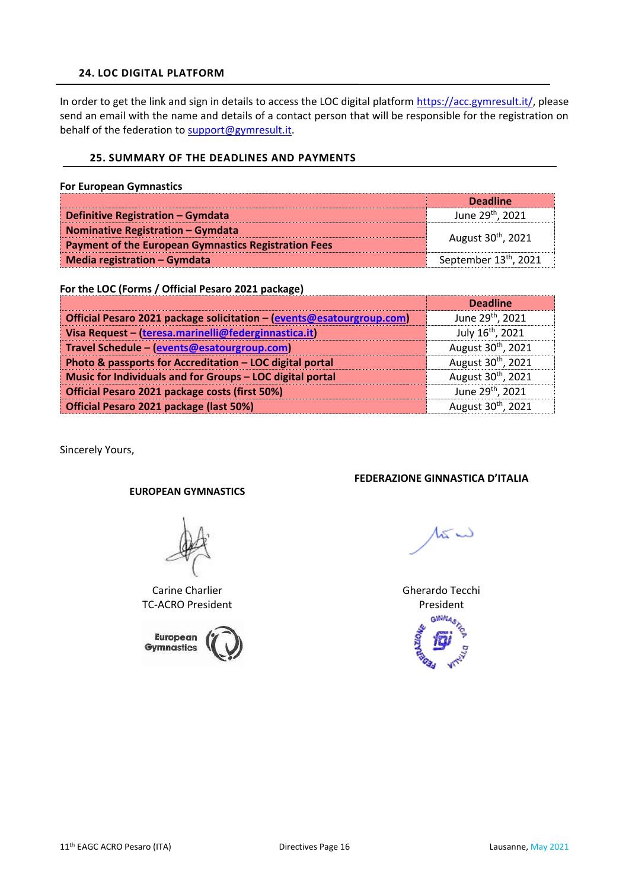## 24. LOC DIGITAL PLATFORM

In order to get the link and sign in details to access the LOC digital platform https://acc.gymresult.it/, please send an email with the name and details of a contact person that will be responsible for the registration on behalf of the federation to support@gymresult.it.

## 25. SUMMARY OF THE DEADLINES AND PAYMENTS

**For European Gymnastics**

| | Deadline |
|---|---|
| **Definitive Registration – Gymdata** | June 29th, 2021 |
| **Nominative Registration – Gymdata** | August 30th, 2021 |
| **Payment of the European Gymnastics Registration Fees** | August 30th, 2021 |
| **Media registration – Gymdata** | September 13th, 2021 |

**For the LOC (Forms / Official Pesaro 2021 package)**

| | Deadline |
|---|---|
| **Official Pesaro 2021 package solicitation – (events@esatourgroup.com)** | June 29th, 2021 |
| **Visa Request – (teresa.marinelli@federginnastica.it)** | July 16th, 2021 |
| **Travel Schedule – (events@esatourgroup.com)** | August 30th, 2021 |
| **Photo & passports for Accreditation – LOC digital portal** | August 30th, 2021 |
| **Music for Individuals and for Groups – LOC digital portal** | August 30th, 2021 |
| **Official Pesaro 2021 package costs (first 50%)** | June 29th, 2021 |
| **Official Pesaro 2021 package (last 50%)** | August 30th, 2021 |

Sincerely Yours,

**EUROPEAN GYMNASTICS**

Carine Charlier
TC-ACRO President

**FEDERAZIONE GINNASTICA D'ITALIA**

Gherardo Tecchi
President